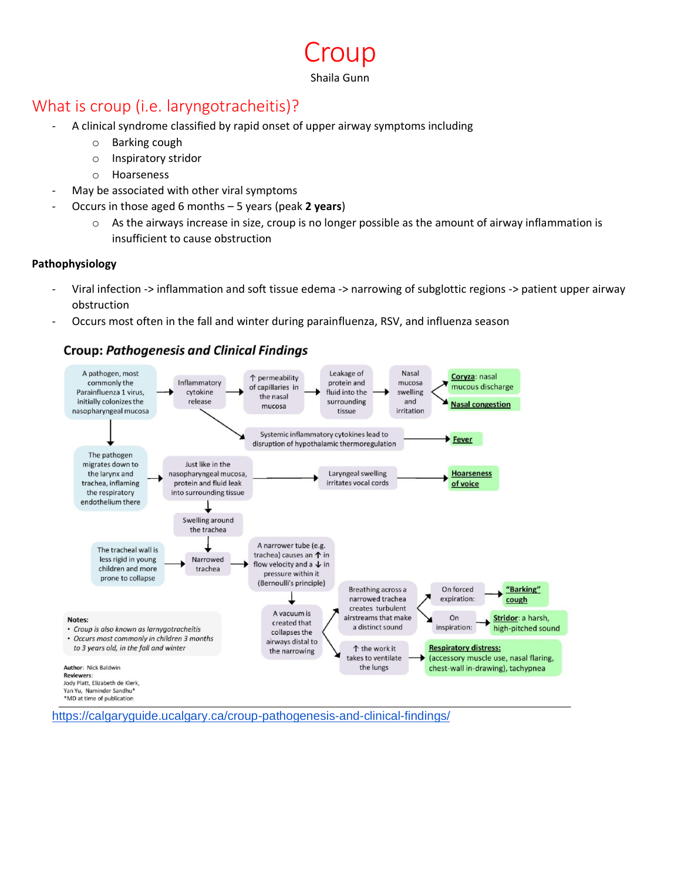# Croup

Shaila Gunn

## What is croup (i.e. laryngotracheitis)?

- A clinical syndrome classified by rapid onset of upper airway symptoms including
  - Barking cough
  - Inspiratory stridor
  - Hoarseness
- May be associated with other viral symptoms
- Occurs in those aged 6 months – 5 years (peak **2 years**)
  - As the airways increase in size, croup is no longer possible as the amount of airway inflammation is insufficient to cause obstruction

**Pathophysiology**

- Viral infection -> inflammation and soft tissue edema -> narrowing of subglottic regions -> patient upper airway obstruction
- Occurs most often in the fall and winter during parainfluenza, RSV, and influenza season

**Croup: *Pathogenesis and Clinical Findings***

A pathogen, most commonly the Parainfluenza 1 virus, initially colonizes the nasopharyngeal mucosa → Inflammatory cytokine release → ↑ permeability of capillaries in the nasal mucosa → Leakage of protein and fluid into the surrounding tissue → Nasal mucosa swelling and irritation → **Coryza**: nasal mucous discharge; **Nasal congestion**

Inflammatory cytokine release → Systemic inflammatory cytokines lead to disruption of hypothalamic thermoregulation → **Fever**

A pathogen ... → The pathogen migrates down to the larynx and trachea, inflaming the respiratory endothelium there → Just like in the nasopharyngeal mucosa, protein and fluid leak into surrounding tissue → Laryngeal swelling irritates vocal cords → **Hoarseness of voice**

Just like in the nasopharyngeal mucosa, protein and fluid leak into surrounding tissue → Swelling around the trachea → Narrowed trachea

The tracheal wall is less rigid in young children and more prone to collapse → Narrowed trachea

Narrowed trachea → A narrower tube (e.g. trachea) causes an ↑ in flow velocity and a ↓ in pressure within it (Bernoulli's principle) → A vacuum is created that collapses the airways distal to the narrowing

A vacuum is created... → Breathing across a narrowed trachea creates turbulent airstreams that make a distinct sound → On forced expiration: **"Barking" cough**; On inspiration: **Stridor**: a harsh, high-pitched sound

A vacuum is created... → ↑ the work it takes to ventilate the lungs → **Respiratory distress:** (accessory muscle use, nasal flaring, chest-wall in-drawing), tachypnea

**Notes:**
- *Croup is also known as larnygotracheitis*
- *Occurs most commonly in children 3 months to 3 years old, in the fall and winter*

**Author:** Nick Baldwin
**Reviewers:** Jody Platt, Elizabeth de Klerk, Yan Yu, Naminder Sandhu*
*MD at time of publication

https://calgaryguide.ucalgary.ca/croup-pathogenesis-and-clinical-findings/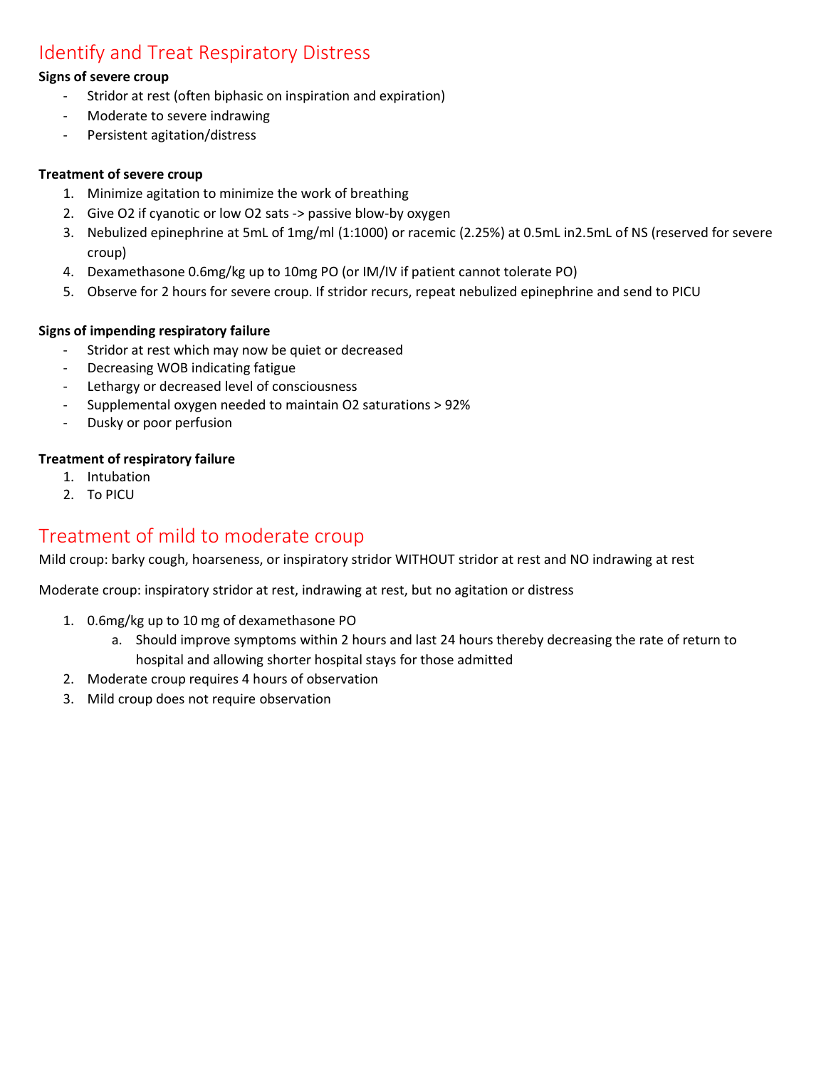## Identify and Treat Respiratory Distress

**Signs of severe croup**

- Stridor at rest (often biphasic on inspiration and expiration)
- Moderate to severe indrawing
- Persistent agitation/distress

**Treatment of severe croup**

1. Minimize agitation to minimize the work of breathing
2. Give O2 if cyanotic or low O2 sats -> passive blow-by oxygen
3. Nebulized epinephrine at 5mL of 1mg/ml (1:1000) or racemic (2.25%) at 0.5mL in2.5mL of NS (reserved for severe croup)
4. Dexamethasone 0.6mg/kg up to 10mg PO (or IM/IV if patient cannot tolerate PO)
5. Observe for 2 hours for severe croup. If stridor recurs, repeat nebulized epinephrine and send to PICU

**Signs of impending respiratory failure**

- Stridor at rest which may now be quiet or decreased
- Decreasing WOB indicating fatigue
- Lethargy or decreased level of consciousness
- Supplemental oxygen needed to maintain O2 saturations > 92%
- Dusky or poor perfusion

**Treatment of respiratory failure**

1. Intubation
2. To PICU

## Treatment of mild to moderate croup

Mild croup: barky cough, hoarseness, or inspiratory stridor WITHOUT stridor at rest and NO indrawing at rest

Moderate croup: inspiratory stridor at rest, indrawing at rest, but no agitation or distress

1. 0.6mg/kg up to 10 mg of dexamethasone PO
   a. Should improve symptoms within 2 hours and last 24 hours thereby decreasing the rate of return to hospital and allowing shorter hospital stays for those admitted
2. Moderate croup requires 4 hours of observation
3. Mild croup does not require observation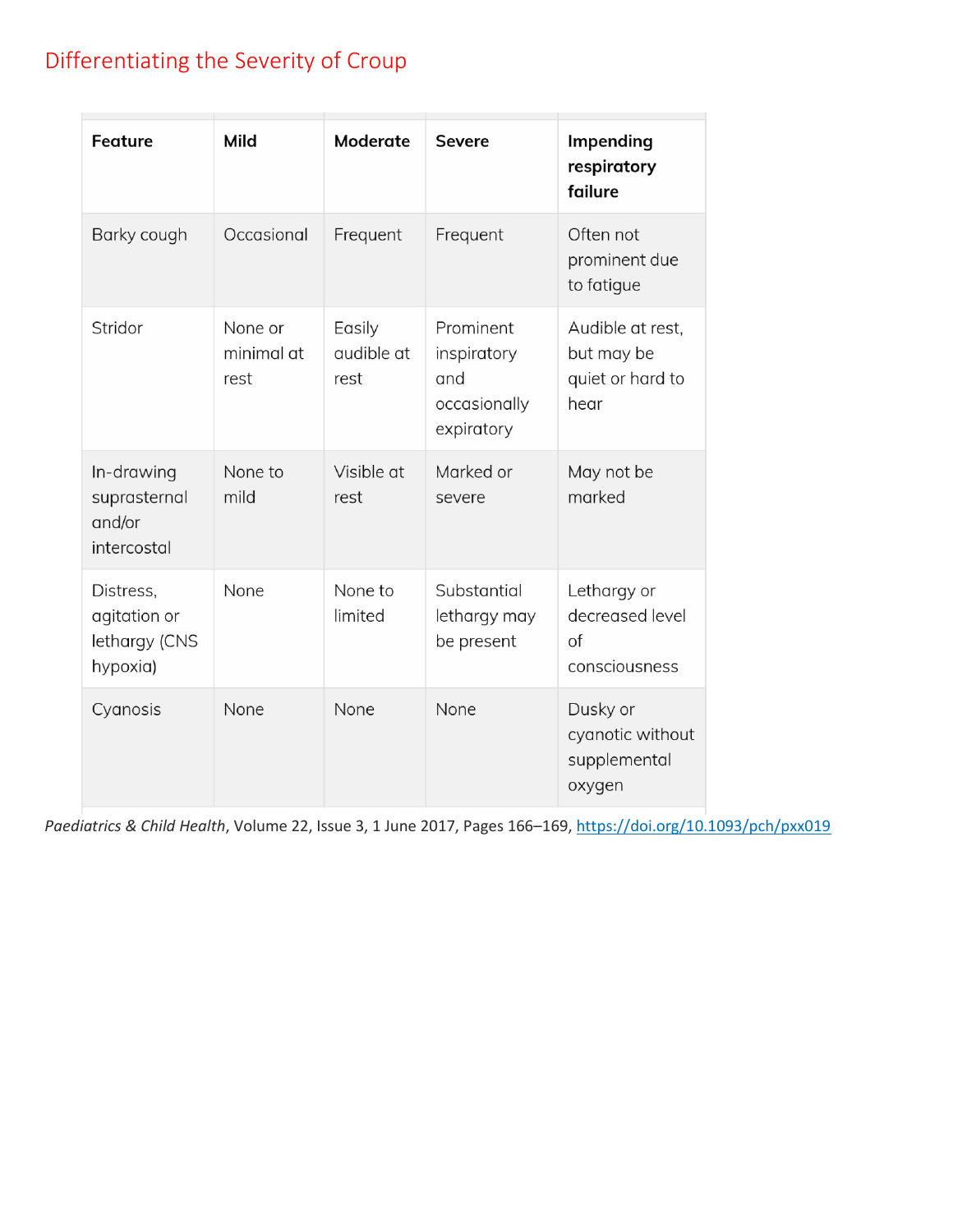# Differentiating the Severity of Croup

| Feature | Mild | Moderate | Severe | Impending respiratory failure |
|---|---|---|---|---|
| Barky cough | Occasional | Frequent | Frequent | Often not prominent due to fatigue |
| Stridor | None or minimal at rest | Easily audible at rest | Prominent inspiratory and occasionally expiratory | Audible at rest, but may be quiet or hard to hear |
| In-drawing suprasternal and/or intercostal | None to mild | Visible at rest | Marked or severe | May not be marked |
| Distress, agitation or lethargy (CNS hypoxia) | None | None to limited | Substantial lethargy may be present | Lethargy or decreased level of consciousness |
| Cyanosis | None | None | None | Dusky or cyanotic without supplemental oxygen |

*Paediatrics & Child Health*, Volume 22, Issue 3, 1 June 2017, Pages 166–169, https://doi.org/10.1093/pch/pxx019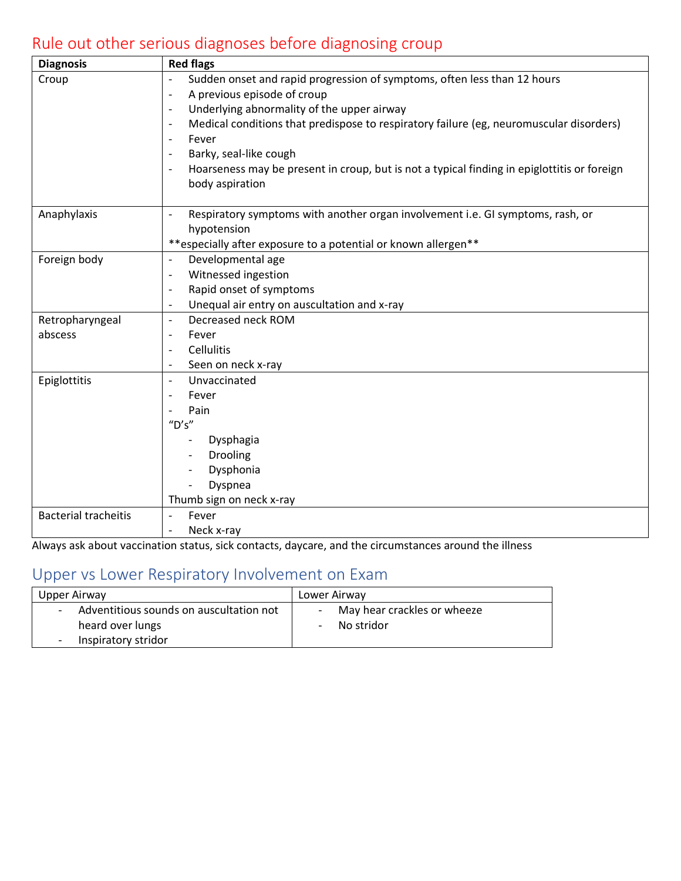## Rule out other serious diagnoses before diagnosing croup

| Diagnosis | Red flags |
|---|---|
| Croup | - Sudden onset and rapid progression of symptoms, often less than 12 hours<br>- A previous episode of croup<br>- Underlying abnormality of the upper airway<br>- Medical conditions that predispose to respiratory failure (eg, neuromuscular disorders)<br>- Fever<br>- Barky, seal-like cough<br>- Hoarseness may be present in croup, but is not a typical finding in epiglottitis or foreign body aspiration |
| Anaphylaxis | - Respiratory symptoms with another organ involvement i.e. GI symptoms, rash, or hypotension<br>**especially after exposure to a potential or known allergen** |
| Foreign body | - Developmental age<br>- Witnessed ingestion<br>- Rapid onset of symptoms<br>- Unequal air entry on auscultation and x-ray |
| Retropharyngeal abscess | - Decreased neck ROM<br>- Fever<br>- Cellulitis<br>- Seen on neck x-ray |
| Epiglottitis | - Unvaccinated<br>- Fever<br>- Pain<br>"D's"<br>- Dysphagia<br>- Drooling<br>- Dysphonia<br>- Dyspnea<br>Thumb sign on neck x-ray |
| Bacterial tracheitis | - Fever<br>- Neck x-ray |

Always ask about vaccination status, sick contacts, daycare, and the circumstances around the illness

## Upper vs Lower Respiratory Involvement on Exam

| Upper Airway | Lower Airway |
|---|---|
| - Adventitious sounds on auscultation not heard over lungs<br>- Inspiratory stridor | - May hear crackles or wheeze<br>- No stridor |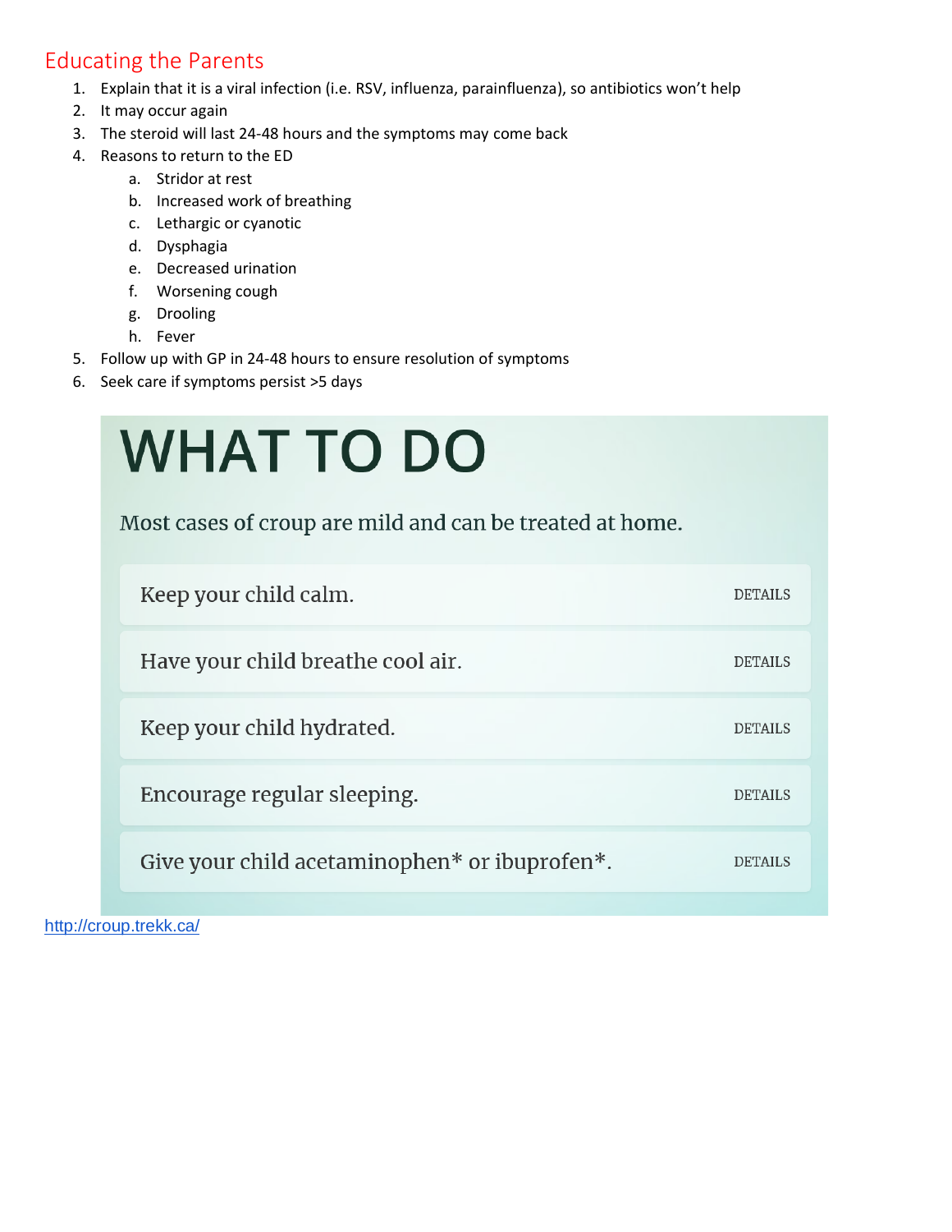## Educating the Parents

1. Explain that it is a viral infection (i.e. RSV, influenza, parainfluenza), so antibiotics won't help
2. It may occur again
3. The steroid will last 24-48 hours and the symptoms may come back
4. Reasons to return to the ED
   a. Stridor at rest
   b. Increased work of breathing
   c. Lethargic or cyanotic
   d. Dysphagia
   e. Decreased urination
   f. Worsening cough
   g. Drooling
   h. Fever
5. Follow up with GP in 24-48 hours to ensure resolution of symptoms
6. Seek care if symptoms persist >5 days

# WHAT TO DO

Most cases of croup are mild and can be treated at home.

- Keep your child calm. DETAILS
- Have your child breathe cool air. DETAILS
- Keep your child hydrated. DETAILS
- Encourage regular sleeping. DETAILS
- Give your child acetaminophen* or ibuprofen*. DETAILS

http://croup.trekk.ca/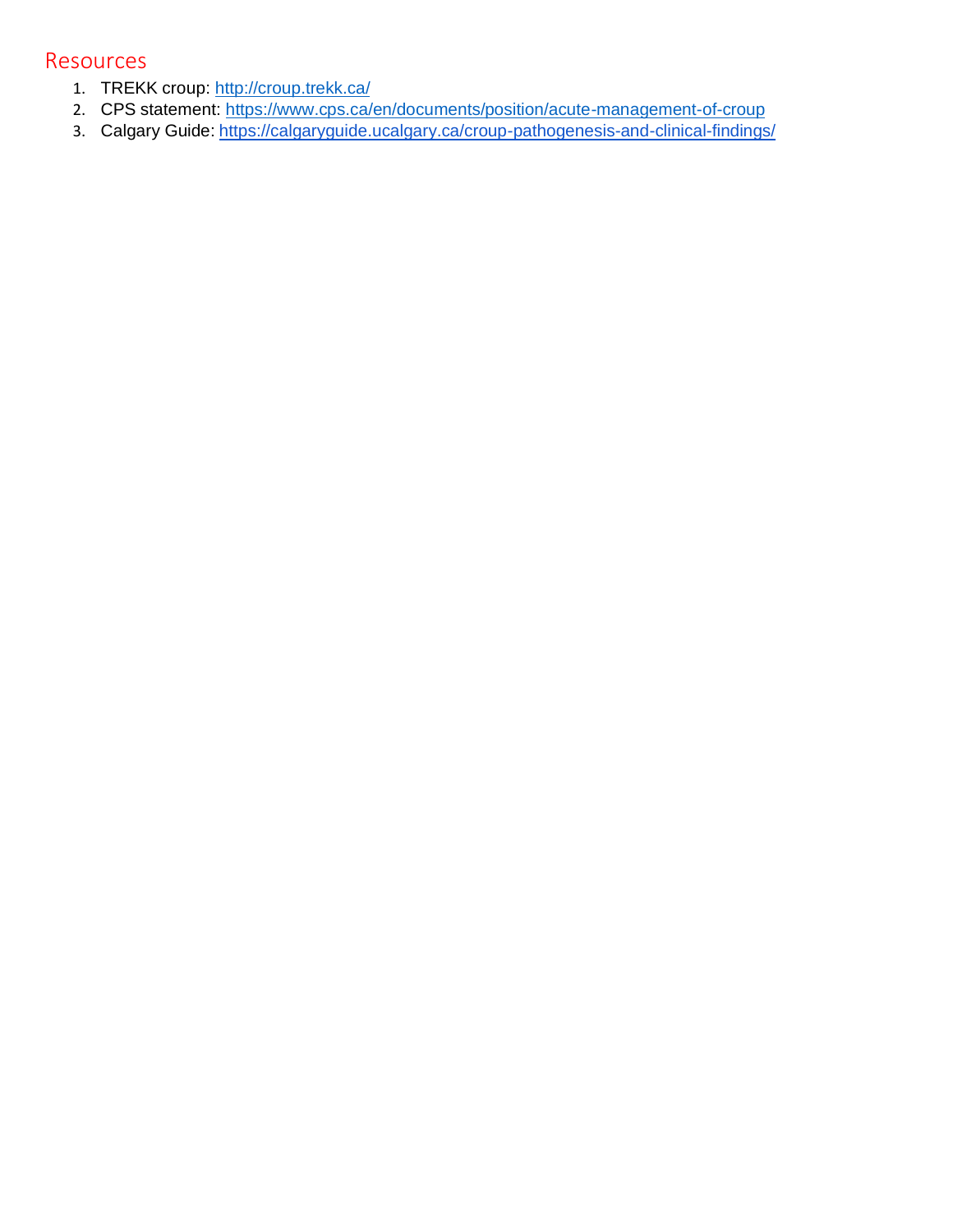## Resources

1. TREKK croup: [http://croup.trekk.ca/](http://croup.trekk.ca/)
2. CPS statement: [https://www.cps.ca/en/documents/position/acute-management-of-croup](https://www.cps.ca/en/documents/position/acute-management-of-croup)
3. Calgary Guide: [https://calgaryguide.ucalgary.ca/croup-pathogenesis-and-clinical-findings/](https://calgaryguide.ucalgary.ca/croup-pathogenesis-and-clinical-findings/)